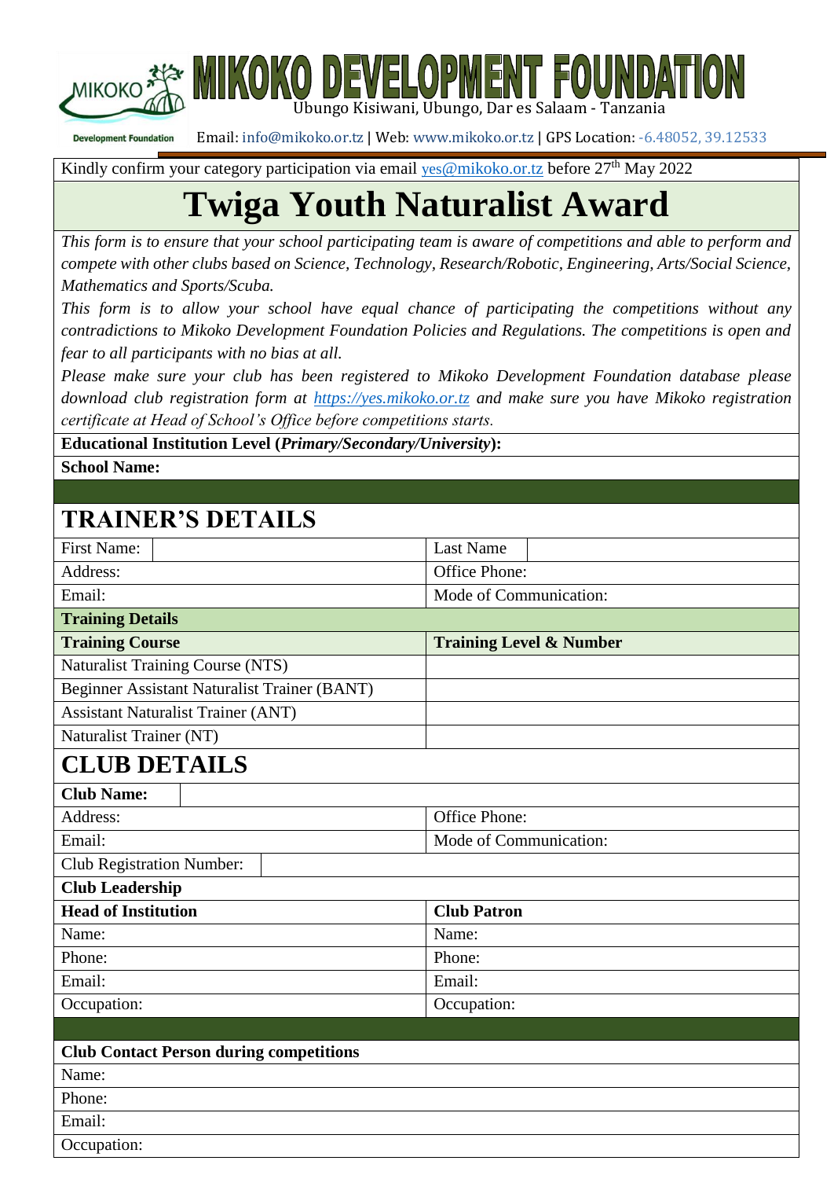# MIKOKO DEVELOPMENT FOUNDATION

Ubungo Kisiwani, Ubungo, Dar es Salaam - Tanzania

Development Foundation

Email: info@mikoko.or.tz | Web: www.mikoko.or.tz | GPS Location: -6.48052, 39.12533

Kindly confirm your category participation via email yes@mikoko.or.tz before 27th May 2022

# Twiga Youth Naturalist Award

*This form is to ensure that your school participating team is aware of competitions and able to perform and compete with other clubs based on Science, Technology, Research/Robotic, Engineering, Arts/Social Science, Mathematics and Sports/Scuba.*

*This form is to allow your school have equal chance of participating the competitions without any contradictions to Mikoko Development Foundation Policies and Regulations. The competitions is open and fear to all participants with no bias at all.*

*Please make sure your club has been registered to Mikoko Development Foundation database please download club registration form at https://yes.mikoko.or.tz and make sure you have Mikoko registration certificate at Head of School's Office before competitions starts.*

**Educational Institution Level (*Primary/Secondary/University*):**

**School Name:**

## TRAINER'S DETAILS

| First Name: | Last Name |
|---|---|
| Address: | Office Phone: |
| Email: | Mode of Communication: |

**Training Details**

| **Training Course** | **Training Level & Number** |
|---|---|
| Naturalist Training Course (NTS) | |
| Beginner Assistant Naturalist Trainer (BANT) | |
| Assistant Naturalist Trainer (ANT) | |
| Naturalist Trainer (NT) | |

## CLUB DETAILS

**Club Name:**

| Address: | Office Phone: |
|---|---|
| Email: | Mode of Communication: |

Club Registration Number:

**Club Leadership**

| **Head of Institution** | **Club Patron** |
|---|---|
| Name: | Name: |
| Phone: | Phone: |
| Email: | Email: |
| Occupation: | Occupation: |

**Club Contact Person during competitions**

Name:

Phone:

Email:

Occupation: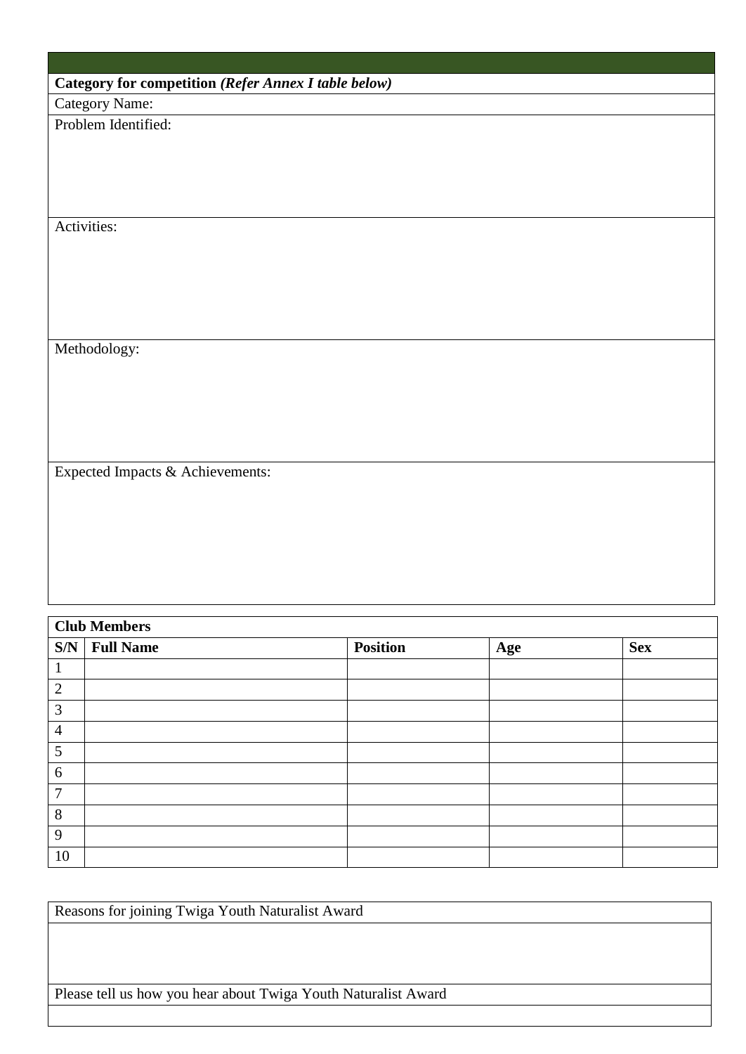| **Category for competition** ***(Refer Annex I table below)*** |
|---|
| Category Name: |
| Problem Identified: |
| Activities: |
| Methodology: |
| Expected Impacts & Achievements: |

| **Club Members** | | | | |
|---|---|---|---|---|
| **S/N** | **Full Name** | **Position** | **Age** | **Sex** |
| 1 | | | | |
| 2 | | | | |
| 3 | | | | |
| 4 | | | | |
| 5 | | | | |
| 6 | | | | |
| 7 | | | | |
| 8 | | | | |
| 9 | | | | |
| 10 | | | | |

| Reasons for joining Twiga Youth Naturalist Award |
|---|
| |
| Please tell us how you hear about Twiga Youth Naturalist Award |
| |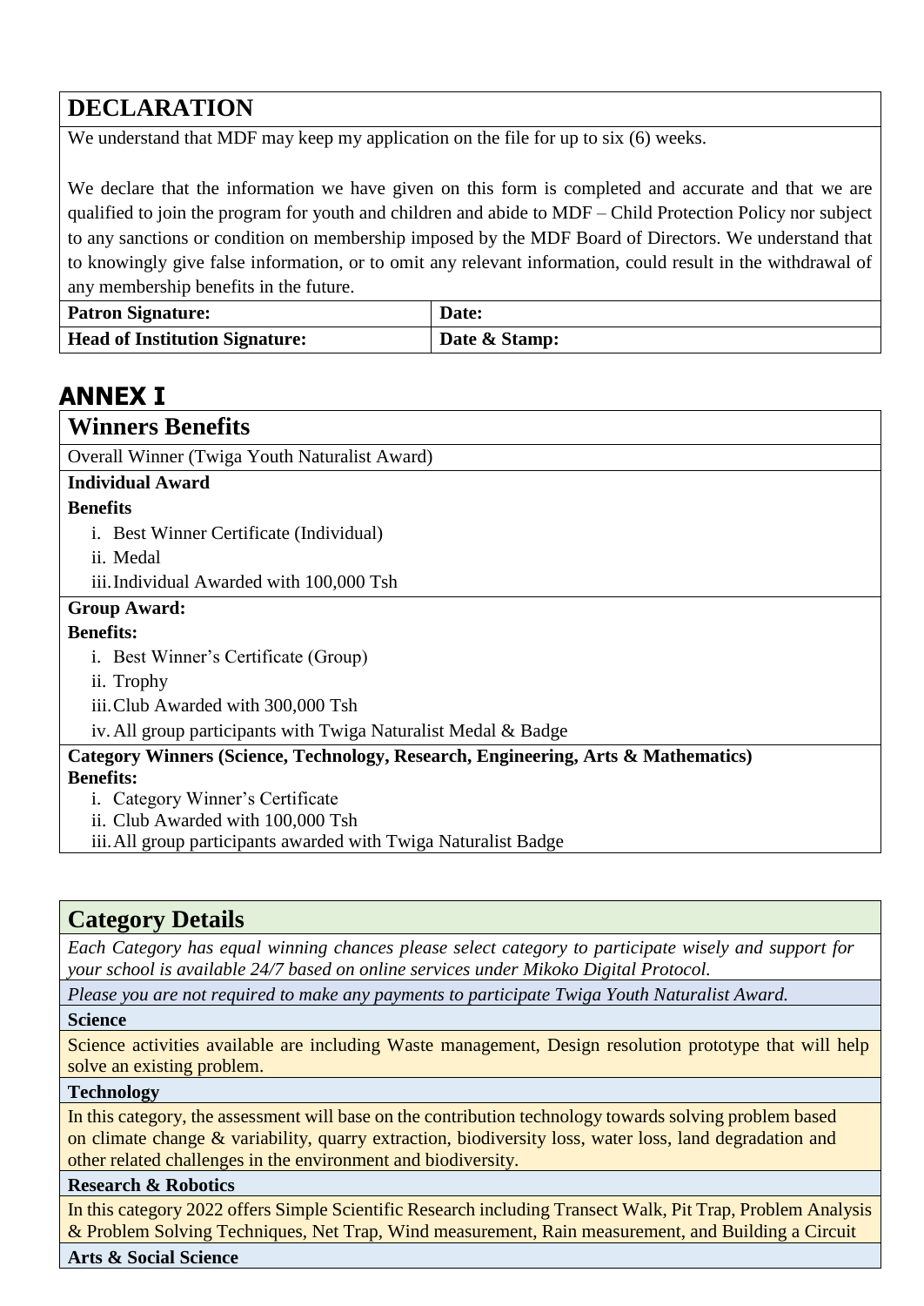## DECLARATION

We understand that MDF may keep my application on the file for up to six (6) weeks.

We declare that the information we have given on this form is completed and accurate and that we are qualified to join the program for youth and children and abide to MDF – Child Protection Policy nor subject to any sanctions or condition on membership imposed by the MDF Board of Directors. We understand that to knowingly give false information, or to omit any relevant information, could result in the withdrawal of any membership benefits in the future.

| **Patron Signature:** | **Date:** |
| --- | --- |
| **Head of Institution Signature:** | **Date & Stamp:** |

# ANNEX I

## Winners Benefits

Overall Winner (Twiga Youth Naturalist Award)

**Individual Award**

**Benefits**

1. Best Winner Certificate (Individual)
2. Medal
3. Individual Awarded with 100,000 Tsh

**Group Award:**

**Benefits:**

1. Best Winner's Certificate (Group)
2. Trophy
3. Club Awarded with 300,000 Tsh
4. All group participants with Twiga Naturalist Medal & Badge

**Category Winners (Science, Technology, Research, Engineering, Arts & Mathematics)**

**Benefits:**

1. Category Winner's Certificate
2. Club Awarded with 100,000 Tsh
3. All group participants awarded with Twiga Naturalist Badge

## Category Details

*Each Category has equal winning chances please select category to participate wisely and support for your school is available 24/7 based on online services under Mikoko Digital Protocol.*

*Please you are not required to make any payments to participate Twiga Youth Naturalist Award.*

**Science**

Science activities available are including Waste management, Design resolution prototype that will help solve an existing problem.

**Technology**

In this category, the assessment will base on the contribution technology towards solving problem based on climate change & variability, quarry extraction, biodiversity loss, water loss, land degradation and other related challenges in the environment and biodiversity.

**Research & Robotics**

In this category 2022 offers Simple Scientific Research including Transect Walk, Pit Trap, Problem Analysis & Problem Solving Techniques, Net Trap, Wind measurement, Rain measurement, and Building a Circuit

**Arts & Social Science**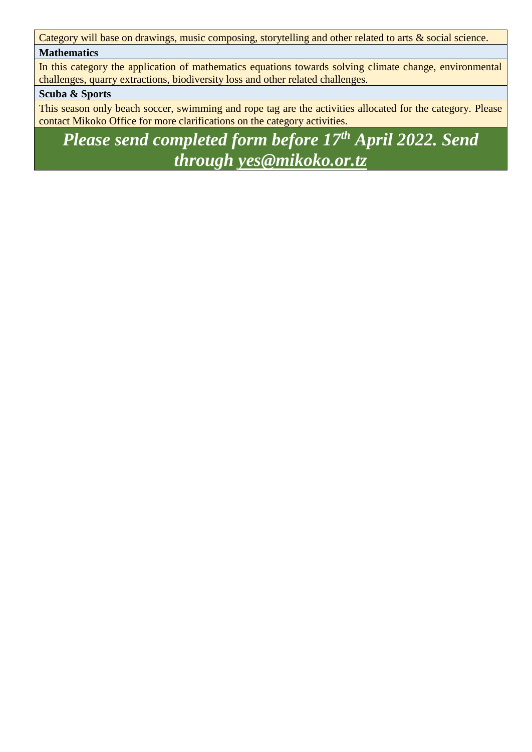Category will base on drawings, music composing, storytelling and other related to arts & social science.

**Mathematics**

In this category the application of mathematics equations towards solving climate change, environmental challenges, quarry extractions, biodiversity loss and other related challenges.

**Scuba & Sports**

This season only beach soccer, swimming and rope tag are the activities allocated for the category. Please contact Mikoko Office for more clarifications on the category activities.

***Please send completed form before 17th April 2022. Send through yes@mikoko.or.tz***